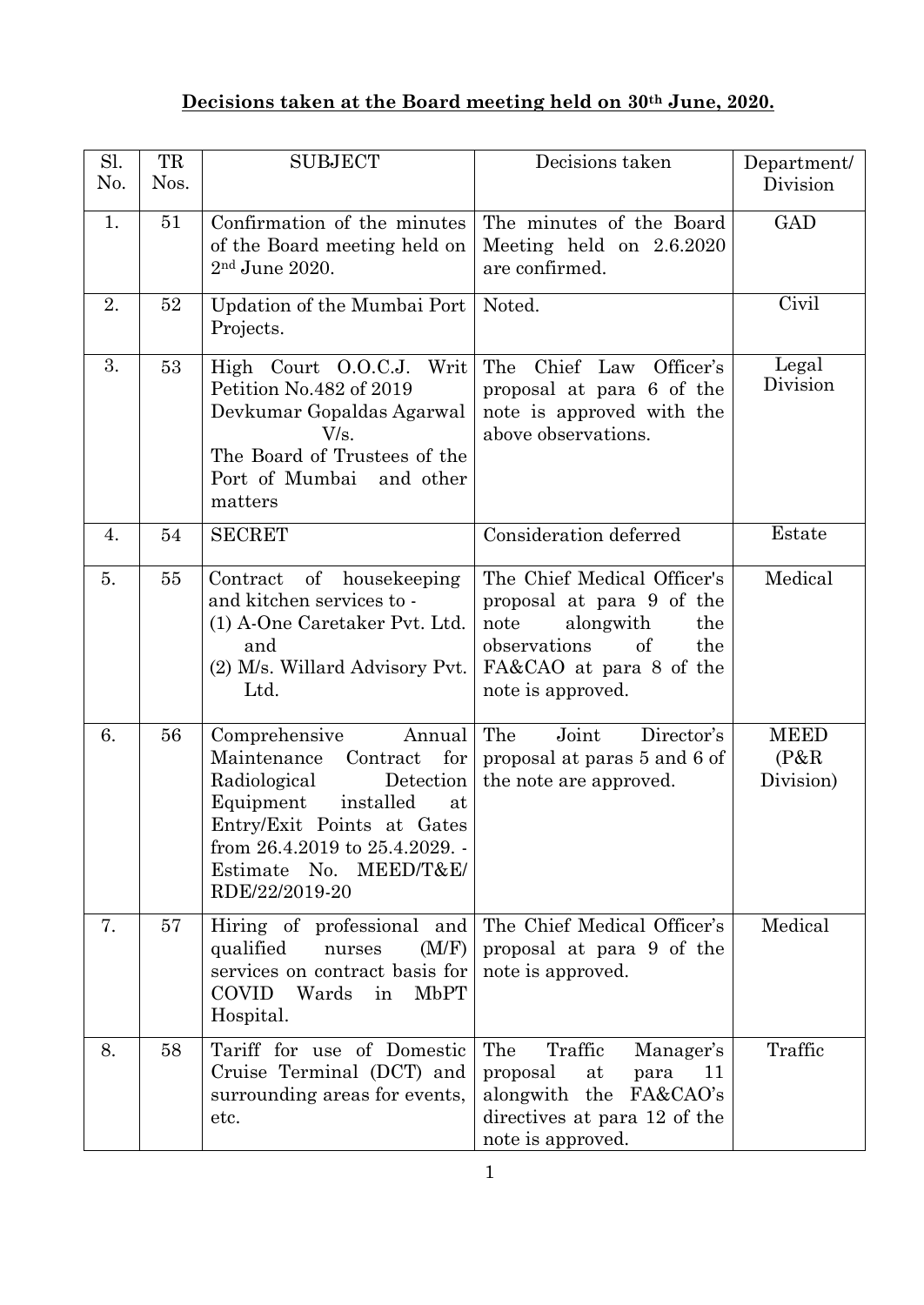**Decisions taken at the Board meeting held on 30th June, 2020.**

| Sl. No. | TR Nos. | SUBJECT | Decisions taken | Department/ Division |
|---|---|---|---|---|
| 1. | 51 | Confirmation of the minutes of the Board meeting held on 2nd June 2020. | The minutes of the Board Meeting held on 2.6.2020 are confirmed. | GAD |
| 2. | 52 | Updation of the Mumbai Port Projects. | Noted. | Civil |
| 3. | 53 | High Court O.O.C.J. Writ Petition No.482 of 2019 Devkumar Gopaldas Agarwal V/s. The Board of Trustees of the Port of Mumbai and other matters | The Chief Law Officer's proposal at para 6 of the note is approved with the above observations. | Legal Division |
| 4. | 54 | SECRET | Consideration deferred | Estate |
| 5. | 55 | Contract of housekeeping and kitchen services to - (1) A-One Caretaker Pvt. Ltd. and (2) M/s. Willard Advisory Pvt. Ltd. | The Chief Medical Officer's proposal at para 9 of the note alongwith the observations of the FA&CAO at para 8 of the note is approved. | Medical |
| 6. | 56 | Comprehensive Annual Maintenance Contract for Radiological Detection Equipment installed at Entry/Exit Points at Gates from 26.4.2019 to 25.4.2029. - Estimate No. MEED/T&E/ RDE/22/2019-20 | The Joint Director's proposal at paras 5 and 6 of the note are approved. | MEED (P&R Division) |
| 7. | 57 | Hiring of professional and qualified nurses (M/F) services on contract basis for COVID Wards in MbPT Hospital. | The Chief Medical Officer's proposal at para 9 of the note is approved. | Medical |
| 8. | 58 | Tariff for use of Domestic Cruise Terminal (DCT) and surrounding areas for events, etc. | The Traffic Manager's proposal at para 11 alongwith the FA&CAO's directives at para 12 of the note is approved. | Traffic |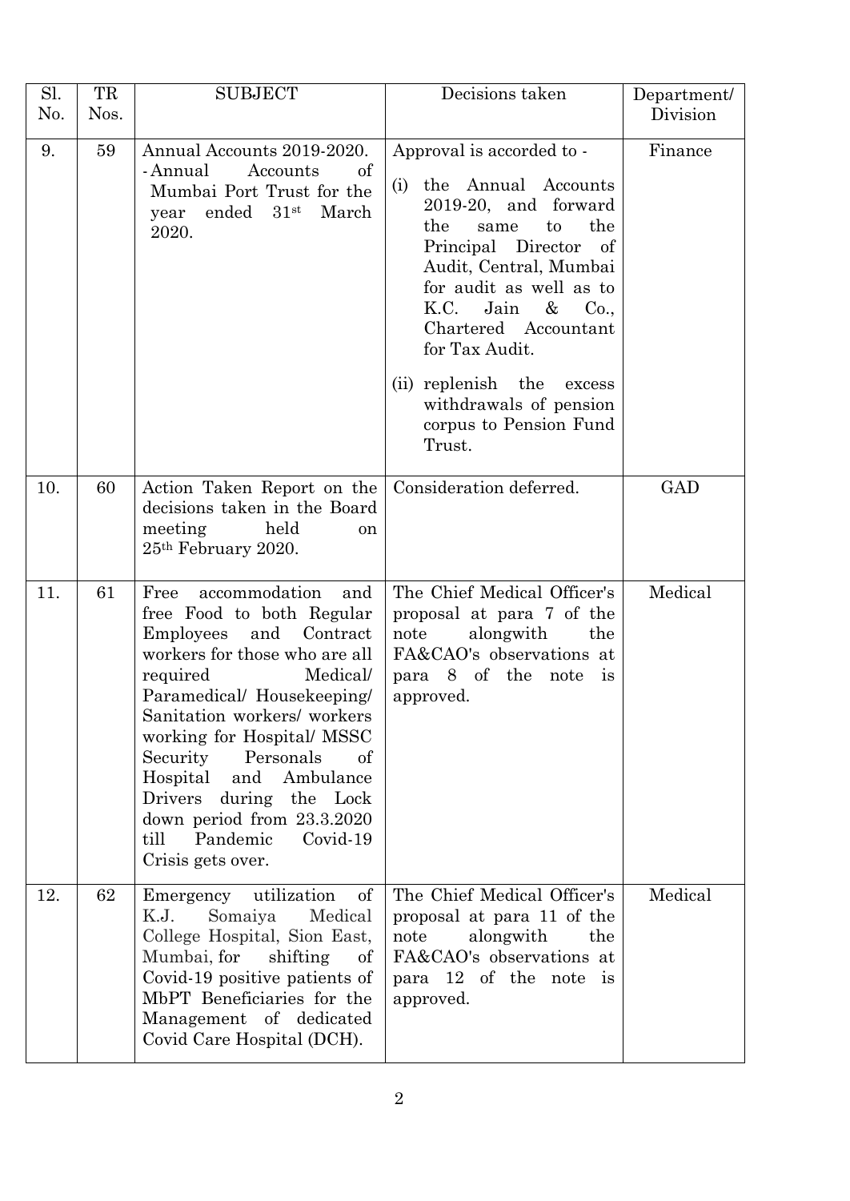| Sl. No. | TR Nos. | SUBJECT | Decisions taken | Department/ Division |
|---|---|---|---|---|
| 9. | 59 | Annual Accounts 2019-2020. - Annual Accounts of Mumbai Port Trust for the year ended 31st March 2020. | Approval is accorded to - (i) the Annual Accounts 2019-20, and forward the same to the Principal Director of Audit, Central, Mumbai for audit as well as to K.C. Jain & Co., Chartered Accountant for Tax Audit. (ii) replenish the excess withdrawals of pension corpus to Pension Fund Trust. | Finance |
| 10. | 60 | Action Taken Report on the decisions taken in the Board meeting held on 25th February 2020. | Consideration deferred. | GAD |
| 11. | 61 | Free accommodation and free Food to both Regular Employees and Contract workers for those who are all required Medical/ Paramedical/ Housekeeping/ Sanitation workers/ workers working for Hospital/ MSSC Security Personals of Hospital and Ambulance Drivers during the Lock down period from 23.3.2020 till Pandemic Covid-19 Crisis gets over. | The Chief Medical Officer's proposal at para 7 of the note alongwith the FA&CAO's observations at para 8 of the note is approved. | Medical |
| 12. | 62 | Emergency utilization of K.J. Somaiya Medical College Hospital, Sion East, Mumbai, for shifting of Covid-19 positive patients of MbPT Beneficiaries for the Management of dedicated Covid Care Hospital (DCH). | The Chief Medical Officer's proposal at para 11 of the note alongwith the FA&CAO's observations at para 12 of the note is approved. | Medical |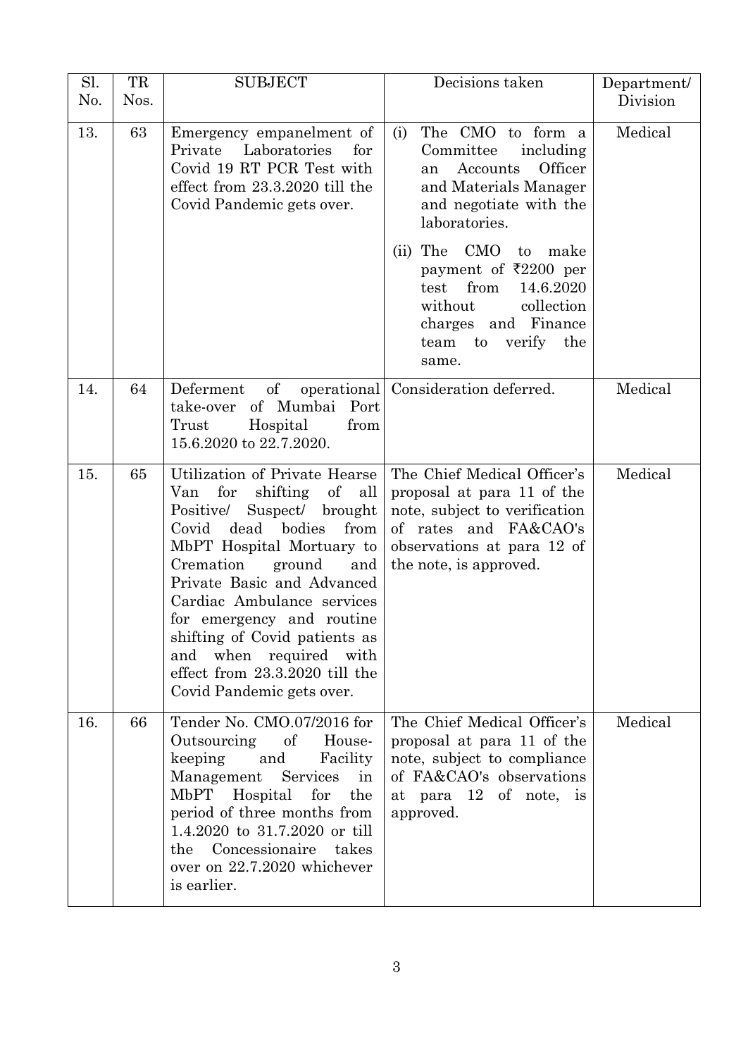| Sl. No. | TR Nos. | SUBJECT | Decisions taken | Department/ Division |
|---|---|---|---|---|
| 13. | 63 | Emergency empanelment of Private Laboratories for Covid 19 RT PCR Test with effect from 23.3.2020 till the Covid Pandemic gets over. | (i) The CMO to form a Committee including an Accounts Officer and Materials Manager and negotiate with the laboratories.<br><br>(ii) The CMO to make payment of ₹2200 per test from 14.6.2020 without collection charges and Finance team to verify the same. | Medical |
| 14. | 64 | Deferment of operational take-over of Mumbai Port Trust Hospital from 15.6.2020 to 22.7.2020. | Consideration deferred. | Medical |
| 15. | 65 | Utilization of Private Hearse Van for shifting of all Positive/ Suspect/ brought Covid dead bodies from MbPT Hospital Mortuary to Cremation ground and Private Basic and Advanced Cardiac Ambulance services for emergency and routine shifting of Covid patients as and when required with effect from 23.3.2020 till the Covid Pandemic gets over. | The Chief Medical Officer's proposal at para 11 of the note, subject to verification of rates and FA&CAO's observations at para 12 of the note, is approved. | Medical |
| 16. | 66 | Tender No. CMO.07/2016 for Outsourcing of House-keeping and Facility Management Services in MbPT Hospital for the period of three months from 1.4.2020 to 31.7.2020 or till the Concessionaire takes over on 22.7.2020 whichever is earlier. | The Chief Medical Officer's proposal at para 11 of the note, subject to compliance of FA&CAO's observations at para 12 of note, is approved. | Medical |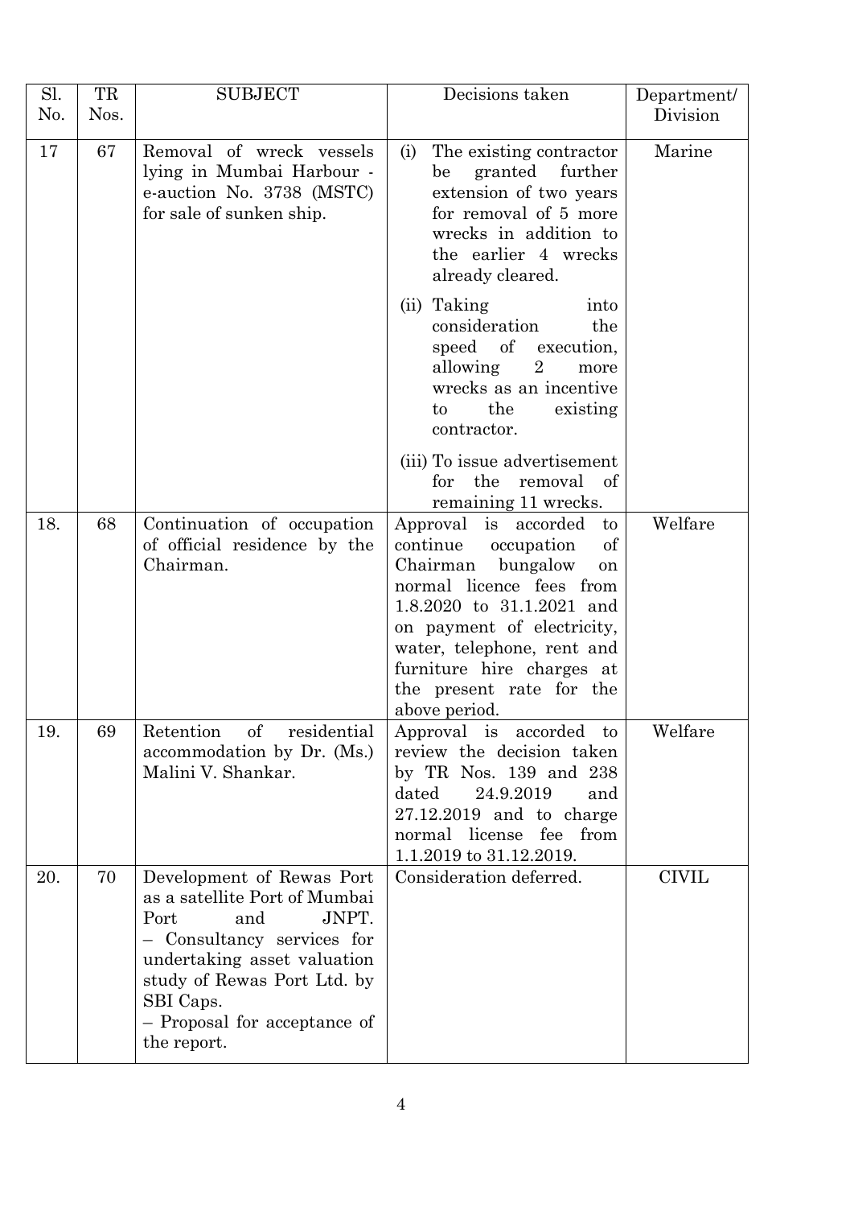| Sl. No. | TR Nos. | SUBJECT | Decisions taken | Department/ Division |
|---|---|---|---|---|
| 17 | 67 | Removal of wreck vessels lying in Mumbai Harbour - e-auction No. 3738 (MSTC) for sale of sunken ship. | (i) The existing contractor be granted further extension of two years for removal of 5 more wrecks in addition to the earlier 4 wrecks already cleared.<br>(ii) Taking into consideration the speed of execution, allowing 2 more wrecks as an incentive to the existing contractor.<br>(iii) To issue advertisement for the removal of remaining 11 wrecks. | Marine |
| 18. | 68 | Continuation of occupation of official residence by the Chairman. | Approval is accorded to continue occupation of Chairman bungalow on normal licence fees from 1.8.2020 to 31.1.2021 and on payment of electricity, water, telephone, rent and furniture hire charges at the present rate for the above period. | Welfare |
| 19. | 69 | Retention of residential accommodation by Dr. (Ms.) Malini V. Shankar. | Approval is accorded to review the decision taken by TR Nos. 139 and 238 dated 24.9.2019 and 27.12.2019 and to charge normal license fee from 1.1.2019 to 31.12.2019. | Welfare |
| 20. | 70 | Development of Rewas Port as a satellite Port of Mumbai Port and JNPT.<br>– Consultancy services for undertaking asset valuation study of Rewas Port Ltd. by SBI Caps.<br>– Proposal for acceptance of the report. | Consideration deferred. | CIVIL |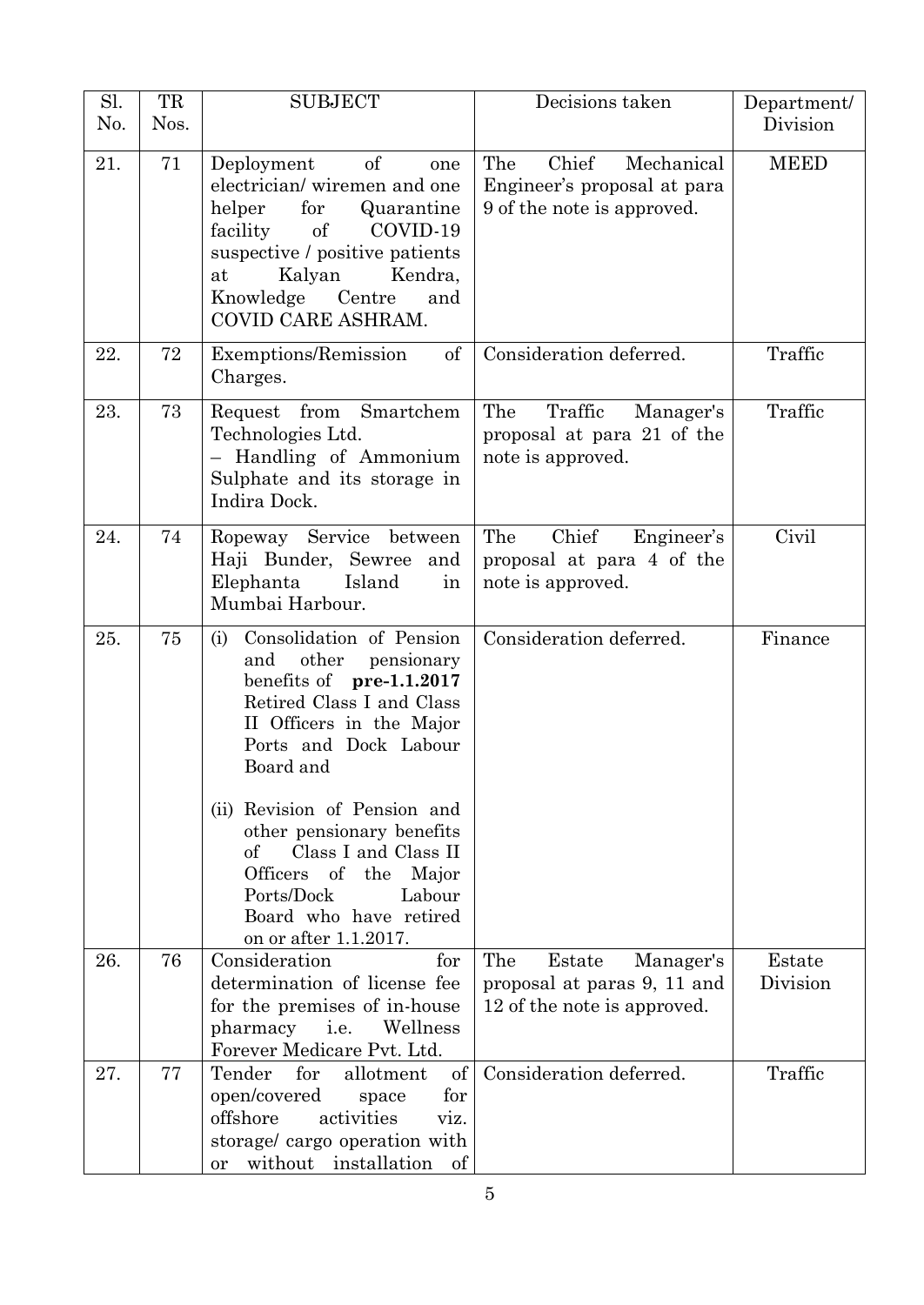| Sl. No. | TR Nos. | SUBJECT | Decisions taken | Department/ Division |
|---|---|---|---|---|
| 21. | 71 | Deployment of one electrician/ wiremen and one helper for Quarantine facility of COVID-19 suspective / positive patients at Kalyan Kendra, Knowledge Centre and COVID CARE ASHRAM. | The Chief Mechanical Engineer's proposal at para 9 of the note is approved. | MEED |
| 22. | 72 | Exemptions/Remission of Charges. | Consideration deferred. | Traffic |
| 23. | 73 | Request from Smartchem Technologies Ltd. – Handling of Ammonium Sulphate and its storage in Indira Dock. | The Traffic Manager's proposal at para 21 of the note is approved. | Traffic |
| 24. | 74 | Ropeway Service between Haji Bunder, Sewree and Elephanta Island in Mumbai Harbour. | The Chief Engineer's proposal at para 4 of the note is approved. | Civil |
| 25. | 75 | (i) Consolidation of Pension and other pensionary benefits of **pre-1.1.2017** Retired Class I and Class II Officers in the Major Ports and Dock Labour Board and<br><br>(ii) Revision of Pension and other pensionary benefits of Class I and Class II Officers of the Major Ports/Dock Labour Board who have retired on or after 1.1.2017. | Consideration deferred. | Finance |
| 26. | 76 | Consideration for determination of license fee for the premises of in-house pharmacy i.e. Wellness Forever Medicare Pvt. Ltd. | The Estate Manager's proposal at paras 9, 11 and 12 of the note is approved. | Estate Division |
| 27. | 77 | Tender for allotment of open/covered space for offshore activities viz. storage/ cargo operation with or without installation of | Consideration deferred. | Traffic |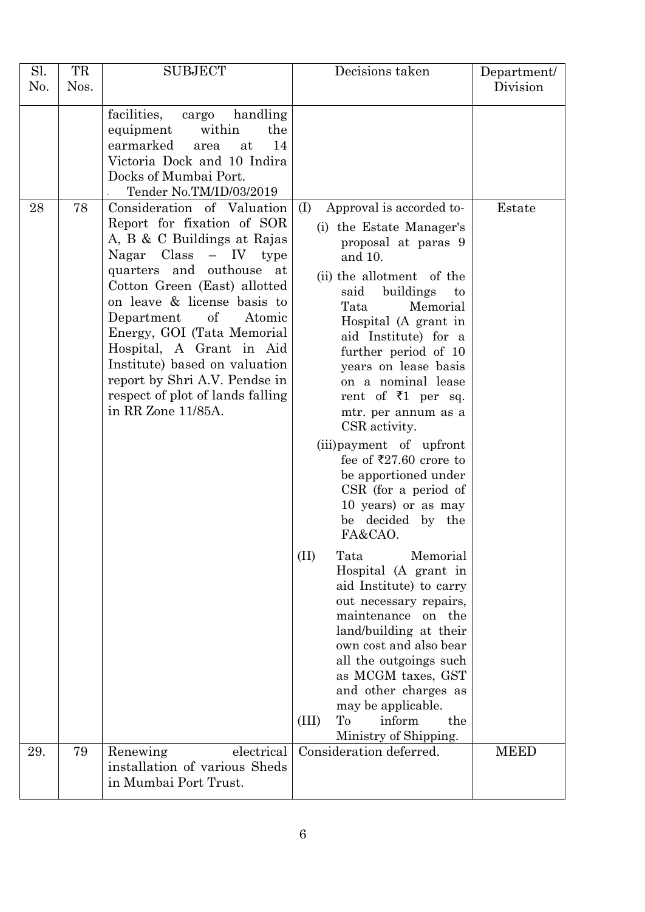| Sl. No. | TR Nos. | SUBJECT | Decisions taken | Department/ Division |
|---|---|---|---|---|
| | | facilities, cargo handling equipment within the earmarked area at 14 Victoria Dock and 10 Indira Docks of Mumbai Port. Tender No.TM/ID/03/2019 | | |
| 28 | 78 | Consideration of Valuation Report for fixation of SOR A, B & C Buildings at Rajas Nagar Class – IV type quarters and outhouse at Cotton Green (East) allotted on leave & license basis to Department of Atomic Energy, GOI (Tata Memorial Hospital, A Grant in Aid Institute) based on valuation report by Shri A.V. Pendse in respect of plot of lands falling in RR Zone 11/85A. | (I) Approval is accorded to- (i) the Estate Manager's proposal at paras 9 and 10. (ii) the allotment of the said buildings to Tata Memorial Hospital (A grant in aid Institute) for a further period of 10 years on lease basis on a nominal lease rent of ₹1 per sq. mtr. per annum as a CSR activity. (iii) payment of upfront fee of ₹27.60 crore to be apportioned under CSR (for a period of 10 years) or as may be decided by the FA&CAO. (II) Tata Memorial Hospital (A grant in aid Institute) to carry out necessary repairs, maintenance on the land/building at their own cost and also bear all the outgoings such as MCGM taxes, GST and other charges as may be applicable. (III) To inform the Ministry of Shipping. | Estate |
| 29. | 79 | Renewing electrical installation of various Sheds in Mumbai Port Trust. | Consideration deferred. | MEED |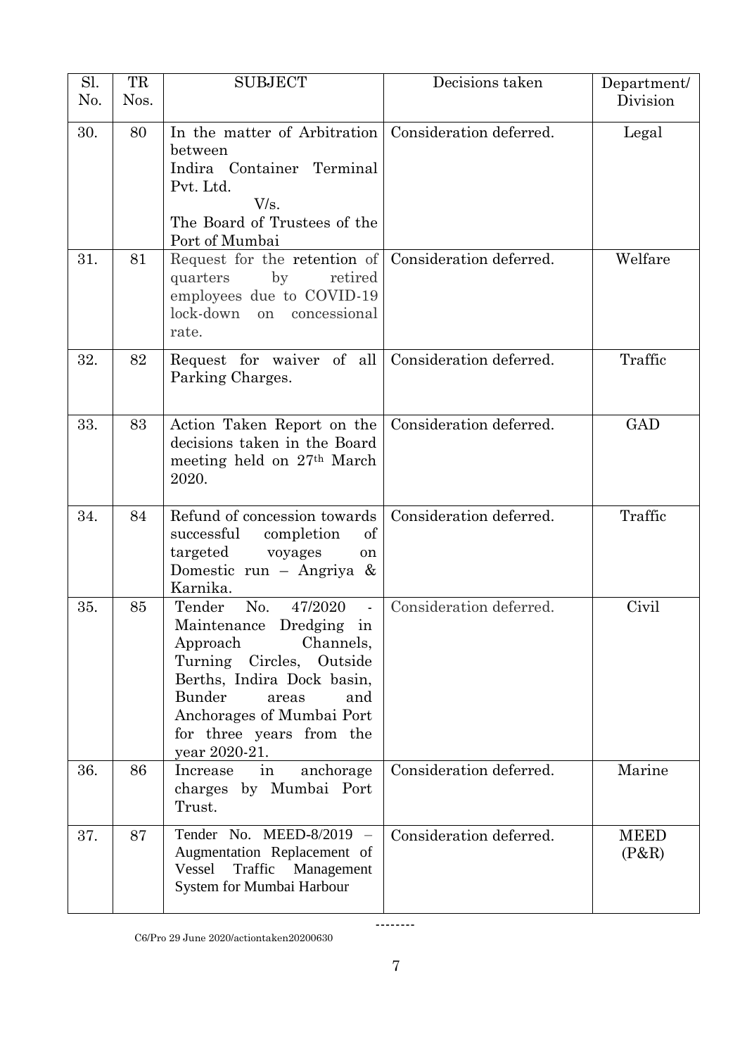| Sl. No. | TR Nos. | SUBJECT | Decisions taken | Department/ Division |
|---|---|---|---|---|
| 30. | 80 | In the matter of Arbitration between Indira Container Terminal Pvt. Ltd. V/s. The Board of Trustees of the Port of Mumbai | Consideration deferred. | Legal |
| 31. | 81 | Request for the retention of quarters by retired employees due to COVID-19 lock-down on concessional rate. | Consideration deferred. | Welfare |
| 32. | 82 | Request for waiver of all Parking Charges. | Consideration deferred. | Traffic |
| 33. | 83 | Action Taken Report on the decisions taken in the Board meeting held on 27th March 2020. | Consideration deferred. | GAD |
| 34. | 84 | Refund of concession towards successful completion of targeted voyages on Domestic run – Angriya & Karnika. | Consideration deferred. | Traffic |
| 35. | 85 | Tender No. 47/2020 - Maintenance Dredging in Approach Channels, Turning Circles, Outside Berths, Indira Dock basin, Bunder areas and Anchorages of Mumbai Port for three years from the year 2020-21. | Consideration deferred. | Civil |
| 36. | 86 | Increase in anchorage charges by Mumbai Port Trust. | Consideration deferred. | Marine |
| 37. | 87 | Tender No. MEED-8/2019 – Augmentation Replacement of Vessel Traffic Management System for Mumbai Harbour | Consideration deferred. | MEED (P&R) |

--------

C6/Pro 29 June 2020/actiontaken20200630